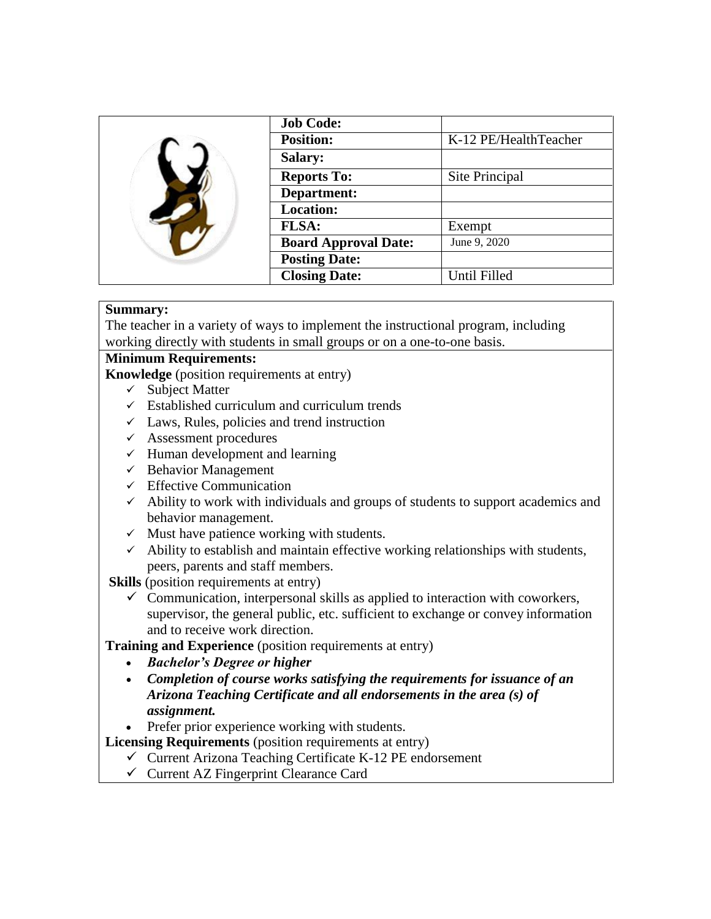| Job Code: | |
|---|---|
| Position: | K-12 PE/HealthTeacher |
| Salary: | |
| Reports To: | Site Principal |
| Department: | |
| Location: | |
| FLSA: | Exempt |
| Board Approval Date: | June 9, 2020 |
| Posting Date: | |
| Closing Date: | Until Filled |

**Summary:**

The teacher in a variety of ways to implement the instructional program, including working directly with students in small groups or on a one-to-one basis.

**Minimum Requirements:**

**Knowledge** (position requirements at entry)

- ✓ Subject Matter
- ✓ Established curriculum and curriculum trends
- ✓ Laws, Rules, policies and trend instruction
- ✓ Assessment procedures
- ✓ Human development and learning
- ✓ Behavior Management
- ✓ Effective Communication
- ✓ Ability to work with individuals and groups of students to support academics and behavior management.
- ✓ Must have patience working with students.
- ✓ Ability to establish and maintain effective working relationships with students, peers, parents and staff members.

**Skills** (position requirements at entry)

- ✓ Communication, interpersonal skills as applied to interaction with coworkers, supervisor, the general public, etc. sufficient to exchange or convey information and to receive work direction.

**Training and Experience** (position requirements at entry)

- ***Bachelor's Degree or higher***
- ***Completion of course works satisfying the requirements for issuance of an Arizona Teaching Certificate and all endorsements in the area (s) of assignment.***
- Prefer prior experience working with students.

**Licensing Requirements** (position requirements at entry)

- ✓ Current Arizona Teaching Certificate K-12 PE endorsement
- ✓ Current AZ Fingerprint Clearance Card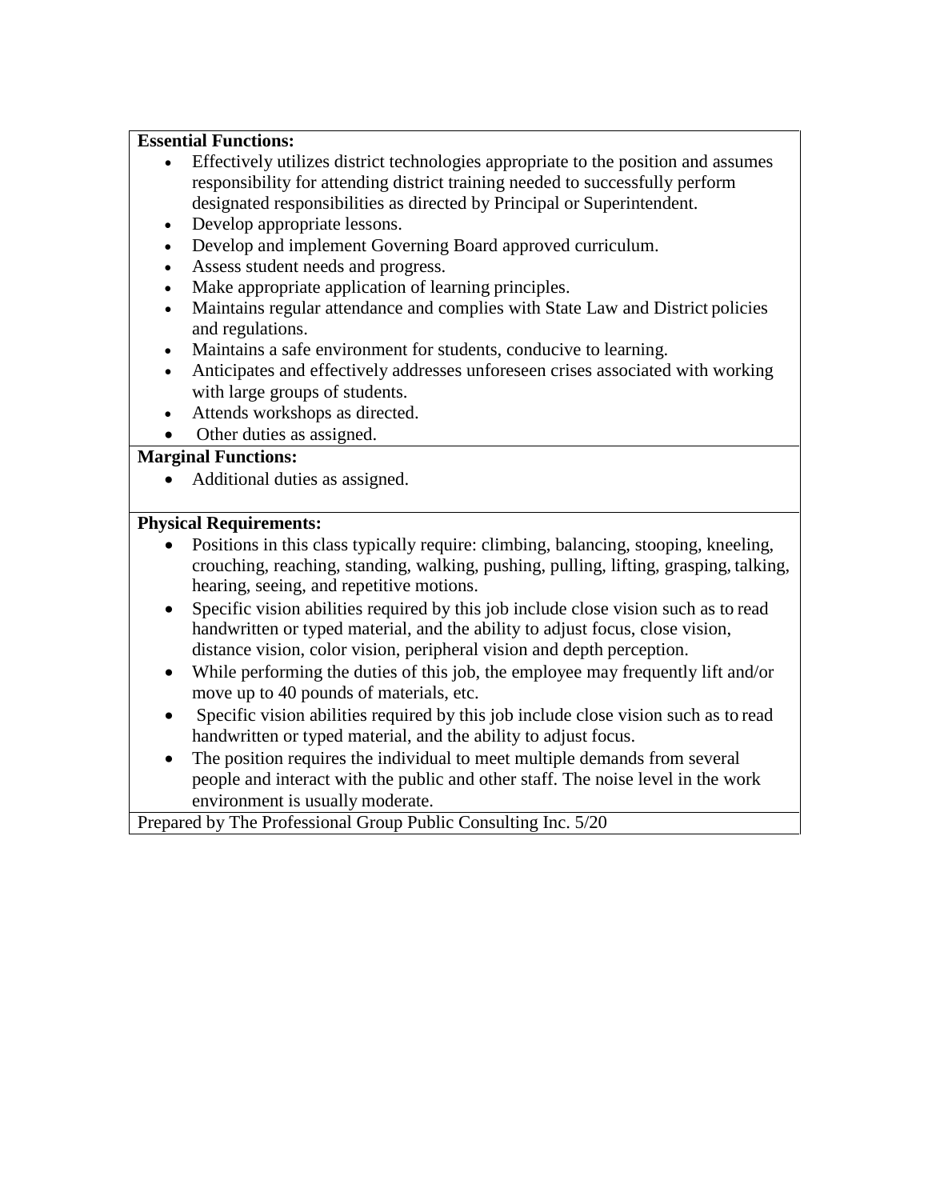**Essential Functions:**

- Effectively utilizes district technologies appropriate to the position and assumes responsibility for attending district training needed to successfully perform designated responsibilities as directed by Principal or Superintendent.
- Develop appropriate lessons.
- Develop and implement Governing Board approved curriculum.
- Assess student needs and progress.
- Make appropriate application of learning principles.
- Maintains regular attendance and complies with State Law and District policies and regulations.
- Maintains a safe environment for students, conducive to learning.
- Anticipates and effectively addresses unforeseen crises associated with working with large groups of students.
- Attends workshops as directed.
- Other duties as assigned.

**Marginal Functions:**

- Additional duties as assigned.

**Physical Requirements:**

- Positions in this class typically require: climbing, balancing, stooping, kneeling, crouching, reaching, standing, walking, pushing, pulling, lifting, grasping, talking, hearing, seeing, and repetitive motions.
- Specific vision abilities required by this job include close vision such as to read handwritten or typed material, and the ability to adjust focus, close vision, distance vision, color vision, peripheral vision and depth perception.
- While performing the duties of this job, the employee may frequently lift and/or move up to 40 pounds of materials, etc.
- Specific vision abilities required by this job include close vision such as to read handwritten or typed material, and the ability to adjust focus.
- The position requires the individual to meet multiple demands from several people and interact with the public and other staff. The noise level in the work environment is usually moderate.

Prepared by The Professional Group Public Consulting Inc. 5/20